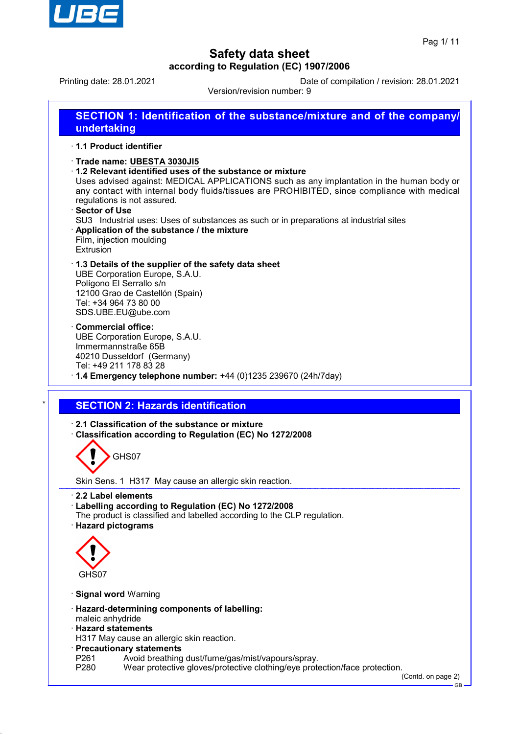# Safety data sheet

**according to Regulation (EC) 1907/2006**

Printing date: 28.01.2021 | Date of compilation / revision: 28.01.2021

Version/revision number: 9

## SECTION 1: Identification of the substance/mixture and of the company/undertaking

· **1.1 Product identifier**

· **Trade name: UBESTA 3030JI5**

· **1.2 Relevant identified uses of the substance or mixture**

Uses advised against: MEDICAL APPLICATIONS such as any implantation in the human body or any contact with internal body fluids/tissues are PROHIBITED, since compliance with medical regulations is not assured.

· **Sector of Use**

SU3 Industrial uses: Uses of substances as such or in preparations at industrial sites

· **Application of the substance / the mixture**

Film, injection moulding
Extrusion

· **1.3 Details of the supplier of the safety data sheet**

UBE Corporation Europe, S.A.U.
Polígono El Serrallo s/n
12100 Grao de Castellón (Spain)
Tel: +34 964 73 80 00
SDS.UBE.EU@ube.com

· **Commercial office:**

UBE Corporation Europe, S.A.U.
Immermannstraße 65B
40210 Dusseldorf (Germany)
Tel: +49 211 178 83 28

· **1.4 Emergency telephone number:** +44 (0)1235 239670 (24h/7day)

## SECTION 2: Hazards identification

· **2.1 Classification of the substance or mixture**

· **Classification according to Regulation (EC) No 1272/2008**

GHS07

Skin Sens. 1 H317 May cause an allergic skin reaction.

· **2.2 Label elements**

· **Labelling according to Regulation (EC) No 1272/2008**

The product is classified and labelled according to the CLP regulation.

· **Hazard pictograms**

GHS07

· **Signal word** Warning

· **Hazard-determining components of labelling:**

maleic anhydride

· **Hazard statements**

H317 May cause an allergic skin reaction.

· **Precautionary statements**

P261 Avoid breathing dust/fume/gas/mist/vapours/spray.
P280 Wear protective gloves/protective clothing/eye protection/face protection.

(Contd. on page 2)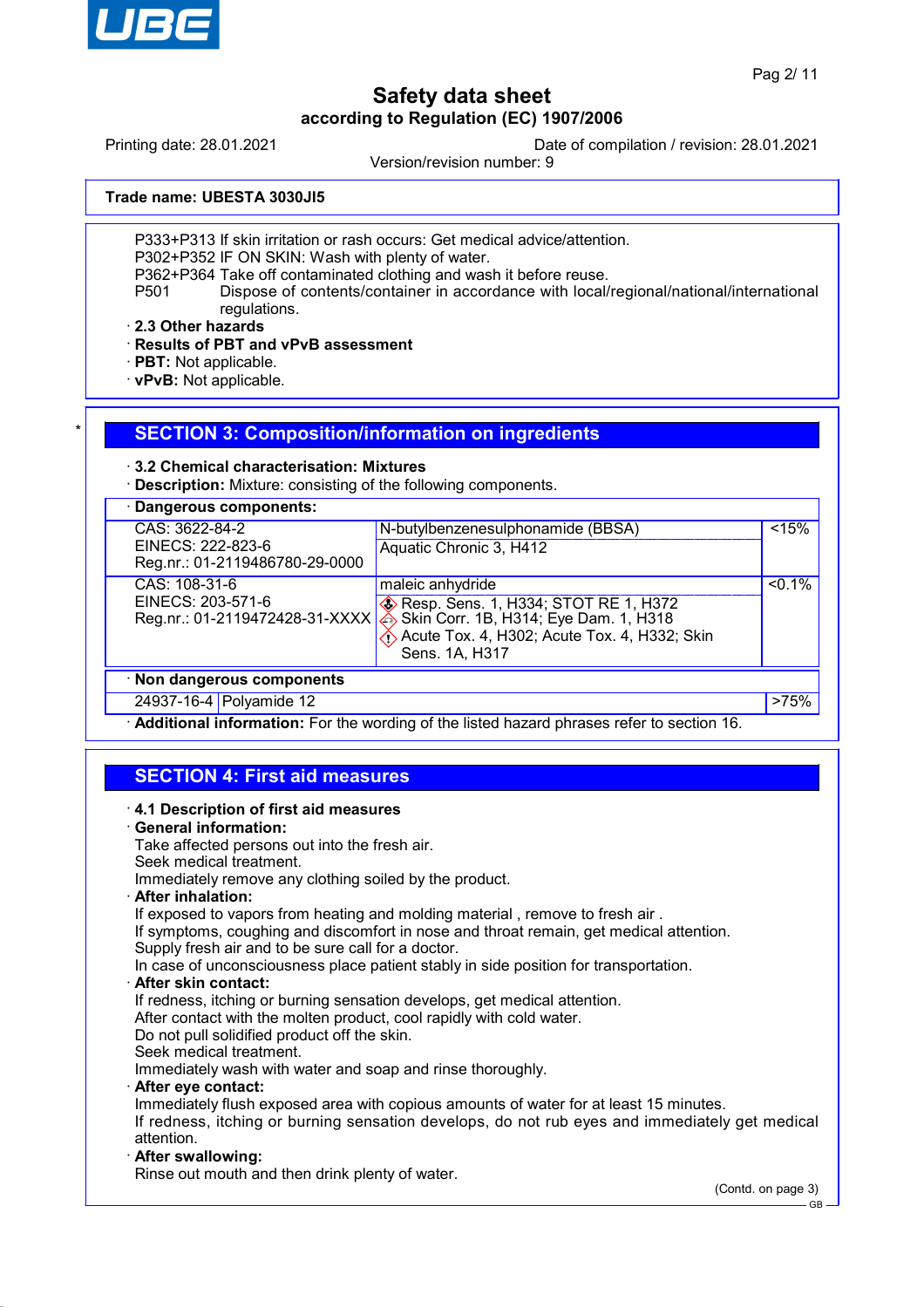**Trade name: UBESTA 3030JI5**

P333+P313 If skin irritation or rash occurs: Get medical advice/attention.
P302+P352 IF ON SKIN: Wash with plenty of water.
P362+P364 Take off contaminated clothing and wash it before reuse.
P501 Dispose of contents/container in accordance with local/regional/national/international regulations.

· **2.3 Other hazards**
· **Results of PBT and vPvB assessment**
· **PBT:** Not applicable.
· **vPvB:** Not applicable.

## SECTION 3: Composition/information on ingredients

· **3.2 Chemical characterisation: Mixtures**
· **Description:** Mixture: consisting of the following components.

· **Dangerous components:**

| Identifiers | Name / Classification | Concentration |
|---|---|---|
| CAS: 3622-84-2<br>EINECS: 222-823-6<br>Reg.nr.: 01-2119486780-29-0000 | N-butylbenzenesulphonamide (BBSA)<br>Aquatic Chronic 3, H412 | <15% |
| CAS: 108-31-6<br>EINECS: 203-571-6<br>Reg.nr.: 01-2119472428-31-XXXX | maleic anhydride<br>Resp. Sens. 1, H334; STOT RE 1, H372<br>Skin Corr. 1B, H314; Eye Dam. 1, H318<br>Acute Tox. 4, H302; Acute Tox. 4, H332; Skin Sens. 1A, H317 | <0.1% |

· **Non dangerous components**

| CAS | Name | Concentration |
|---|---|---|
| 24937-16-4 | Polyamide 12 | >75% |

· **Additional information:** For the wording of the listed hazard phrases refer to section 16.

## SECTION 4: First aid measures

· **4.1 Description of first aid measures**
· **General information:**
Take affected persons out into the fresh air.
Seek medical treatment.
Immediately remove any clothing soiled by the product.
· **After inhalation:**
If exposed to vapors from heating and molding material , remove to fresh air .
If symptoms, coughing and discomfort in nose and throat remain, get medical attention.
Supply fresh air and to be sure call for a doctor.
In case of unconsciousness place patient stably in side position for transportation.
· **After skin contact:**
If redness, itching or burning sensation develops, get medical attention.
After contact with the molten product, cool rapidly with cold water.
Do not pull solidified product off the skin.
Seek medical treatment.
Immediately wash with water and soap and rinse thoroughly.
· **After eye contact:**
Immediately flush exposed area with copious amounts of water for at least 15 minutes.
If redness, itching or burning sensation develops, do not rub eyes and immediately get medical attention.
· **After swallowing:**
Rinse out mouth and then drink plenty of water.

(Contd. on page 3)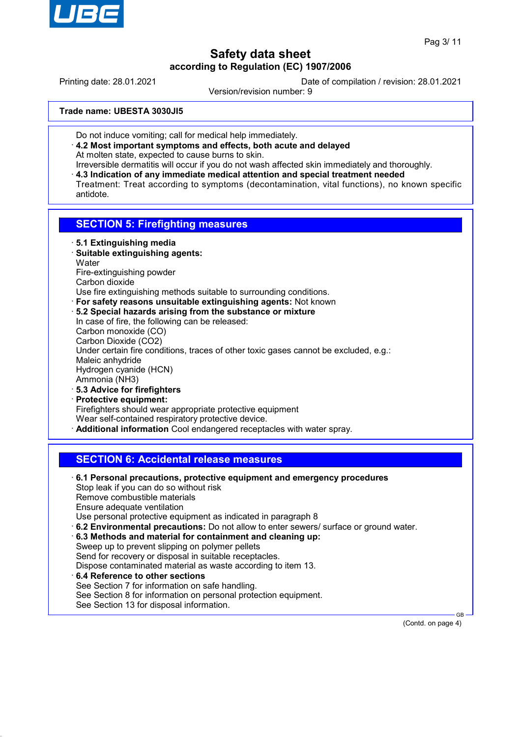**Trade name: UBESTA 3030JI5**

Do not induce vomiting; call for medical help immediately.

· **4.2 Most important symptoms and effects, both acute and delayed**
At molten state, expected to cause burns to skin.
Irreversible dermatitis will occur if you do not wash affected skin immediately and thoroughly.

· **4.3 Indication of any immediate medical attention and special treatment needed**
Treatment: Treat according to symptoms (decontamination, vital functions), no known specific antidote.

## SECTION 5: Firefighting measures

· **5.1 Extinguishing media**

· **Suitable extinguishing agents:**
Water
Fire-extinguishing powder
Carbon dioxide
Use fire extinguishing methods suitable to surrounding conditions.

· **For safety reasons unsuitable extinguishing agents:** Not known

· **5.2 Special hazards arising from the substance or mixture**
In case of fire, the following can be released:
Carbon monoxide (CO)
Carbon Dioxide ($CO_2$)
Under certain fire conditions, traces of other toxic gases cannot be excluded, e.g.:
Maleic anhydride
Hydrogen cyanide (HCN)
Ammonia ($NH_3$)

· **5.3 Advice for firefighters**

· **Protective equipment:**
Firefighters should wear appropriate protective equipment
Wear self-contained respiratory protective device.

· **Additional information** Cool endangered receptacles with water spray.

## SECTION 6: Accidental release measures

· **6.1 Personal precautions, protective equipment and emergency procedures**
Stop leak if you can do so without risk
Remove combustible materials
Ensure adequate ventilation
Use personal protective equipment as indicated in paragraph 8

· **6.2 Environmental precautions:** Do not allow to enter sewers/ surface or ground water.

· **6.3 Methods and material for containment and cleaning up:**
Sweep up to prevent slipping on polymer pellets
Send for recovery or disposal in suitable receptacles.
Dispose contaminated material as waste according to item 13.

· **6.4 Reference to other sections**
See Section 7 for information on safe handling.
See Section 8 for information on personal protection equipment.
See Section 13 for disposal information.

(Contd. on page 4)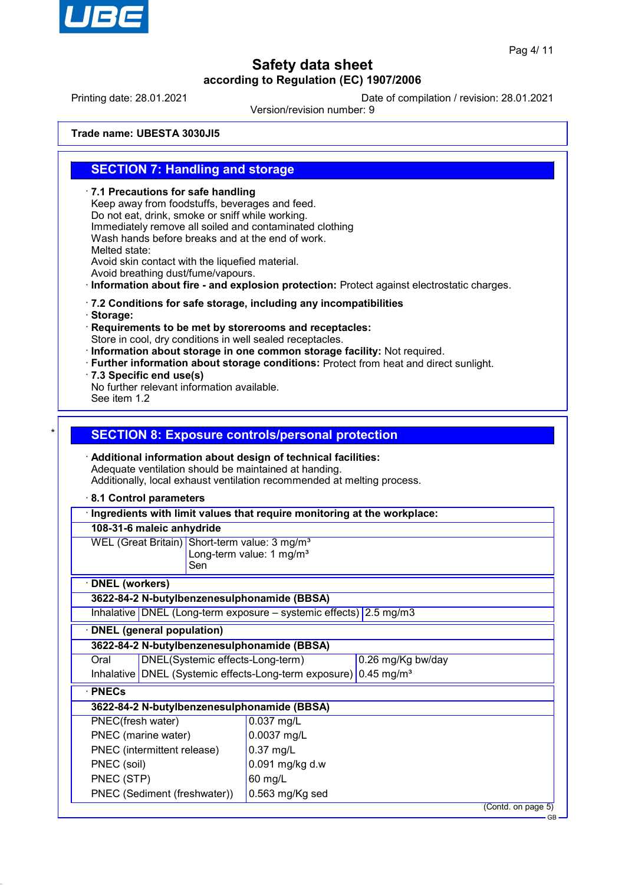Safety data sheet
according to Regulation (EC) 1907/2006

Printing date: 28.01.2021 | Date of compilation / revision: 28.01.2021
Version/revision number: 9

**Trade name: UBESTA 3030JI5**

## SECTION 7: Handling and storage

· **7.1 Precautions for safe handling**
Keep away from foodstuffs, beverages and feed.
Do not eat, drink, smoke or sniff while working.
Immediately remove all soiled and contaminated clothing
Wash hands before breaks and at the end of work.
Melted state:
Avoid skin contact with the liquefied material.
Avoid breathing dust/fume/vapours.
· **Information about fire - and explosion protection:** Protect against electrostatic charges.

· **7.2 Conditions for safe storage, including any incompatibilities**
· **Storage:**
· **Requirements to be met by storerooms and receptacles:**
Store in cool, dry conditions in well sealed receptacles.
· **Information about storage in one common storage facility:** Not required.
· **Further information about storage conditions:** Protect from heat and direct sunlight.
· **7.3 Specific end use(s)**
No further relevant information available.
See item 1.2

## SECTION 8: Exposure controls/personal protection

· **Additional information about design of technical facilities:**
Adequate ventilation should be maintained at handing.
Additionally, local exhaust ventilation recommended at melting process.

· **8.1 Control parameters**

| · **Ingredients with limit values that require monitoring at the workplace:** | |
|---|---|
| **108-31-6 maleic anhydride** | |
| WEL (Great Britain) | Short-term value: 3 mg/m³<br>Long-term value: 1 mg/m³<br>Sen |

| · **DNEL (workers)** | | |
|---|---|---|
| **3622-84-2 N-butylbenzenesulphonamide (BBSA)** | | |
| Inhalative | DNEL (Long-term exposure – systemic effects) | 2.5 mg/m3 |

| · **DNEL (general population)** | | |
|---|---|---|
| **3622-84-2 N-butylbenzenesulphonamide (BBSA)** | | |
| Oral | DNEL(Systemic effects-Long-term) | 0.26 mg/Kg bw/day |
| Inhalative | DNEL (Systemic effects-Long-term exposure) | 0.45 mg/m³ |

| · **PNECs** | |
|---|---|
| **3622-84-2 N-butylbenzenesulphonamide (BBSA)** | |
| PNEC(fresh water) | 0.037 mg/L |
| PNEC (marine water) | 0.0037 mg/L |
| PNEC (intermittent release) | 0.37 mg/L |
| PNEC (soil) | 0.091 mg/kg d.w |
| PNEC (STP) | 60 mg/L |
| PNEC (Sediment (freshwater)) | 0.563 mg/Kg sed |

(Contd. on page 5)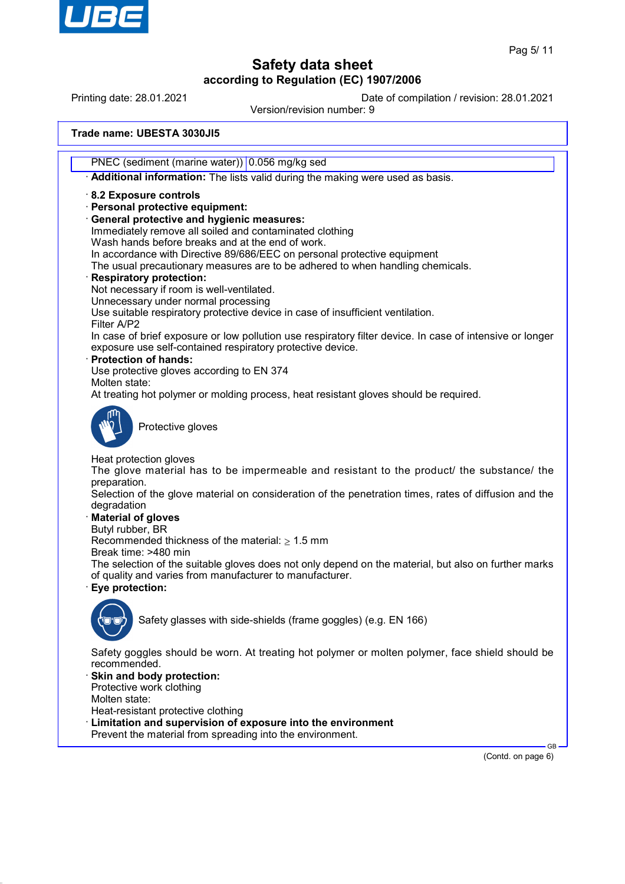Trade name: UBESTA 3030JI5

| PNEC (sediment (marine water)) | 0.056 mg/kg sed |
|---|---|

· **Additional information:** The lists valid during the making were used as basis.

· **8.2 Exposure controls**
· **Personal protective equipment:**
· **General protective and hygienic measures:**
Immediately remove all soiled and contaminated clothing
Wash hands before breaks and at the end of work.
In accordance with Directive 89/686/EEC on personal protective equipment
The usual precautionary measures are to be adhered to when handling chemicals.
· **Respiratory protection:**
Not necessary if room is well-ventilated.
Unnecessary under normal processing
Use suitable respiratory protective device in case of insufficient ventilation.
Filter A/P2
In case of brief exposure or low pollution use respiratory filter device. In case of intensive or longer exposure use self-contained respiratory protective device.
· **Protection of hands:**
Use protective gloves according to EN 374
Molten state:
At treating hot polymer or molding process, heat resistant gloves should be required.

Protective gloves

Heat protection gloves
The glove material has to be impermeable and resistant to the product/ the substance/ the preparation.
Selection of the glove material on consideration of the penetration times, rates of diffusion and the degradation
· **Material of gloves**
Butyl rubber, BR
Recommended thickness of the material: ≥ 1.5 mm
Break time: >480 min
The selection of the suitable gloves does not only depend on the material, but also on further marks of quality and varies from manufacturer to manufacturer.
· **Eye protection:**

Safety glasses with side-shields (frame goggles) (e.g. EN 166)

Safety goggles should be worn. At treating hot polymer or molten polymer, face shield should be recommended.
· **Skin and body protection:**
Protective work clothing
Molten state:
Heat-resistant protective clothing
· **Limitation and supervision of exposure into the environment**
Prevent the material from spreading into the environment.

(Contd. on page 6)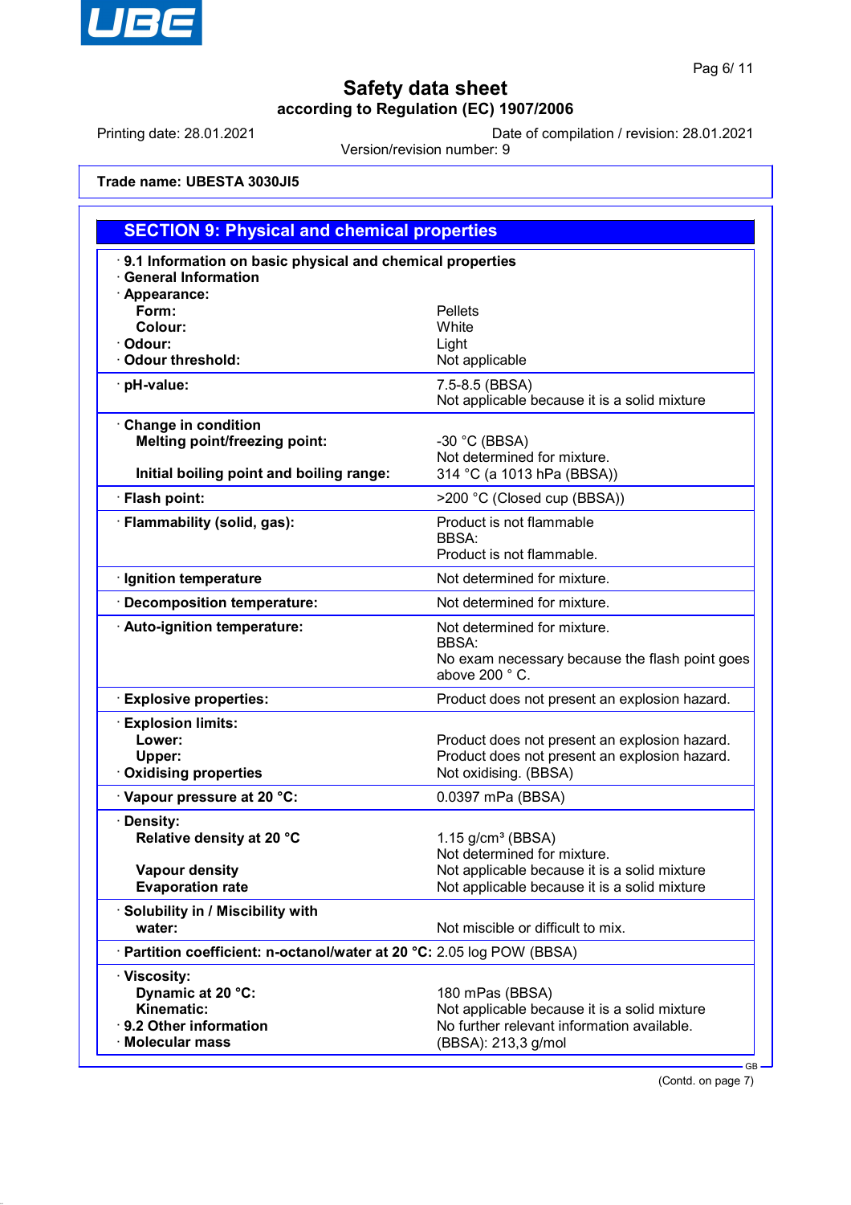# Safety data sheet

**according to Regulation (EC) 1907/2006**

Printing date: 28.01.2021 | Date of compilation / revision: 28.01.2021

Version/revision number: 9

**Trade name: UBESTA 3030JI5**

## SECTION 9: Physical and chemical properties

| Property | Value |
|---|---|
| **· 9.1 Information on basic physical and chemical properties** | |
| **· General Information** | |
| **· Appearance:** | |
| **Form:** | Pellets |
| **Colour:** | White |
| **· Odour:** | Light |
| **· Odour threshold:** | Not applicable |
| **· pH-value:** | 7.5-8.5 (BBSA)<br>Not applicable because it is a solid mixture |
| **· Change in condition** | |
| **Melting point/freezing point:** | -30 °C (BBSA)<br>Not determined for mixture. |
| **Initial boiling point and boiling range:** | 314 °C (a 1013 hPa (BBSA)) |
| **· Flash point:** | >200 °C (Closed cup (BBSA)) |
| **· Flammability (solid, gas):** | Product is not flammable<br>BBSA:<br>Product is not flammable. |
| **· Ignition temperature** | Not determined for mixture. |
| **· Decomposition temperature:** | Not determined for mixture. |
| **· Auto-ignition temperature:** | Not determined for mixture.<br>BBSA:<br>No exam necessary because the flash point goes above 200 ° C. |
| **· Explosive properties:** | Product does not present an explosion hazard. |
| **· Explosion limits:** | |
| **Lower:** | Product does not present an explosion hazard. |
| **Upper:** | Product does not present an explosion hazard. |
| **· Oxidising properties** | Not oxidising. (BBSA) |
| **· Vapour pressure at 20 °C:** | 0.0397 mPa (BBSA) |
| **· Density:** | |
| **Relative density at 20 °C** | 1.15 g/cm³ (BBSA)<br>Not determined for mixture. |
| **Vapour density** | Not applicable because it is a solid mixture |
| **Evaporation rate** | Not applicable because it is a solid mixture |
| **· Solubility in / Miscibility with** | |
| **water:** | Not miscible or difficult to mix. |
| **· Partition coefficient: n-octanol/water at 20 °C:** | 2.05 log POW (BBSA) |
| **· Viscosity:** | |
| **Dynamic at 20 °C:** | 180 mPas (BBSA) |
| **Kinematic:** | Not applicable because it is a solid mixture |
| **· 9.2 Other information** | No further relevant information available. |
| **· Molecular mass** | (BBSA): 213,3 g/mol |

(Contd. on page 7)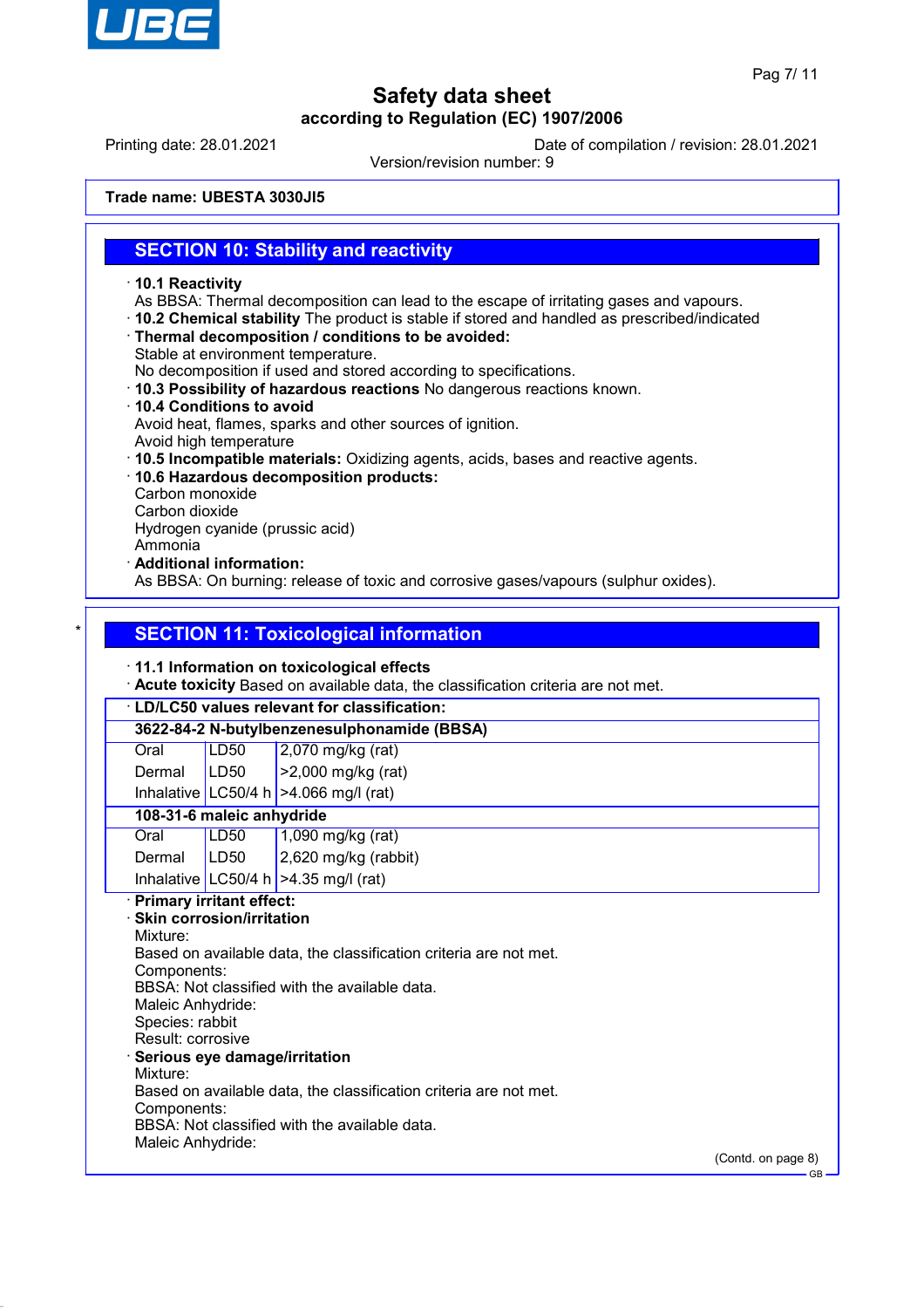Trade name: UBESTA 3030JI5

## SECTION 10: Stability and reactivity

· **10.1 Reactivity**
As BBSA: Thermal decomposition can lead to the escape of irritating gases and vapours.
· **10.2 Chemical stability** The product is stable if stored and handled as prescribed/indicated
· **Thermal decomposition / conditions to be avoided:**
Stable at environment temperature.
No decomposition if used and stored according to specifications.
· **10.3 Possibility of hazardous reactions** No dangerous reactions known.
· **10.4 Conditions to avoid**
Avoid heat, flames, sparks and other sources of ignition.
Avoid high temperature
· **10.5 Incompatible materials:** Oxidizing agents, acids, bases and reactive agents.
· **10.6 Hazardous decomposition products:**
Carbon monoxide
Carbon dioxide
Hydrogen cyanide (prussic acid)
Ammonia
· **Additional information:**
As BBSA: On burning: release of toxic and corrosive gases/vapours (sulphur oxides).

## * SECTION 11: Toxicological information

· **11.1 Information on toxicological effects**
· **Acute toxicity** Based on available data, the classification criteria are not met.

| · LD/LC50 values relevant for classification: | | |
|---|---|---|
| **3622-84-2 N-butylbenzenesulphonamide (BBSA)** | | |
| Oral | LD50 | 2,070 mg/kg (rat) |
| Dermal | LD50 | >2,000 mg/kg (rat) |
| Inhalative | LC50/4 h | >4.066 mg/l (rat) |
| **108-31-6 maleic anhydride** | | |
| Oral | LD50 | 1,090 mg/kg (rat) |
| Dermal | LD50 | 2,620 mg/kg (rabbit) |
| Inhalative | LC50/4 h | >4.35 mg/l (rat) |

· **Primary irritant effect:**
· **Skin corrosion/irritation**
Mixture:
Based on available data, the classification criteria are not met.
Components:
BBSA: Not classified with the available data.
Maleic Anhydride:
Species: rabbit
Result: corrosive
· **Serious eye damage/irritation**
Mixture:
Based on available data, the classification criteria are not met.
Components:
BBSA: Not classified with the available data.
Maleic Anhydride:

(Contd. on page 8)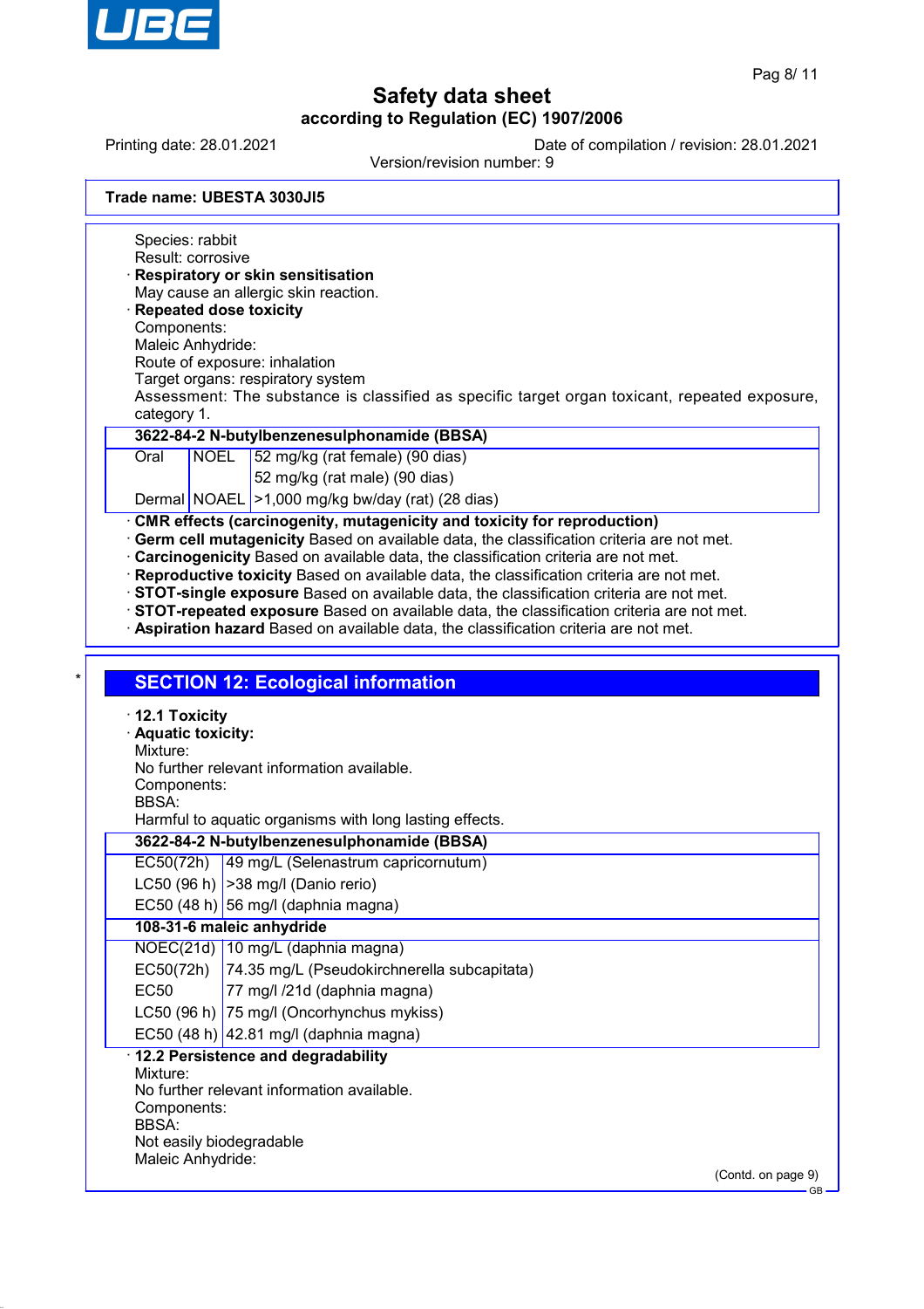**Trade name: UBESTA 3030JI5**

Species: rabbit
Result: corrosive

· **Respiratory or skin sensitisation**
May cause an allergic skin reaction.

· **Repeated dose toxicity**
Components:
Maleic Anhydride:
Route of exposure: inhalation
Target organs: respiratory system
Assessment: The substance is classified as specific target organ toxicant, repeated exposure, category 1.

| **3622-84-2 N-butylbenzenesulphonamide (BBSA)** | | |
|---|---|---|
| Oral | NOEL | 52 mg/kg (rat female) (90 dias) |
| | | 52 mg/kg (rat male) (90 dias) |
| Dermal | NOAEL | >1,000 mg/kg bw/day (rat) (28 dias) |

· **CMR effects (carcinogenity, mutagenicity and toxicity for reproduction)**
· **Germ cell mutagenicity** Based on available data, the classification criteria are not met.
· **Carcinogenicity** Based on available data, the classification criteria are not met.
· **Reproductive toxicity** Based on available data, the classification criteria are not met.
· **STOT-single exposure** Based on available data, the classification criteria are not met.
· **STOT-repeated exposure** Based on available data, the classification criteria are not met.
· **Aspiration hazard** Based on available data, the classification criteria are not met.

## SECTION 12: Ecological information

· **12.1 Toxicity**
· **Aquatic toxicity:**
Mixture:
No further relevant information available.
Components:
BBSA:
Harmful to aquatic organisms with long lasting effects.

| **3622-84-2 N-butylbenzenesulphonamide (BBSA)** | |
|---|---|
| EC50(72h) | 49 mg/L (Selenastrum capricornutum) |
| LC50 (96 h) | >38 mg/l (Danio rerio) |
| EC50 (48 h) | 56 mg/l (daphnia magna) |
| **108-31-6 maleic anhydride** | |
| NOEC(21d) | 10 mg/L (daphnia magna) |
| EC50(72h) | 74.35 mg/L (Pseudokirchnerella subcapitata) |
| EC50 | 77 mg/l /21d (daphnia magna) |
| LC50 (96 h) | 75 mg/l (Oncorhynchus mykiss) |
| EC50 (48 h) | 42.81 mg/l (daphnia magna) |

· **12.2 Persistence and degradability**
Mixture:
No further relevant information available.
Components:
BBSA:
Not easily biodegradable
Maleic Anhydride:

(Contd. on page 9)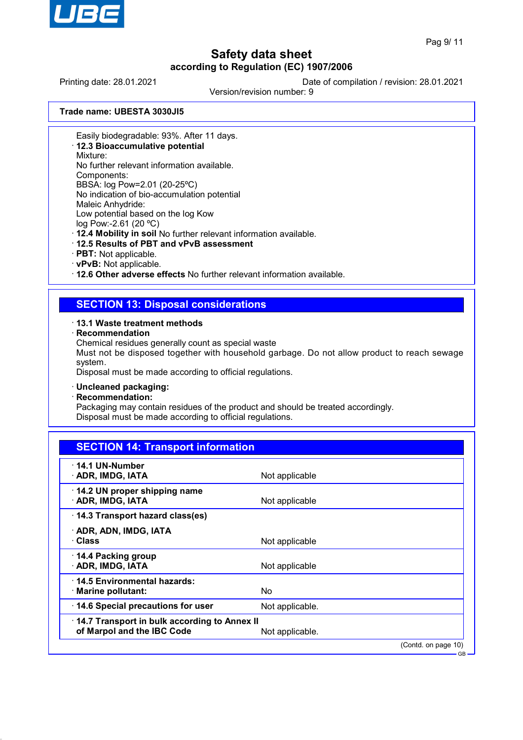Trade name: UBESTA 3030JI5

Easily biodegradable: 93%. After 11 days.

· **12.3 Bioaccumulative potential**
Mixture:
No further relevant information available.
Components:
BBSA: log Pow=2.01 (20-25ºC)
No indication of bio-accumulation potential
Maleic Anhydride:
Low potential based on the log Kow
log Pow:-2.61 (20 ºC)
· **12.4 Mobility in soil** No further relevant information available.
· **12.5 Results of PBT and vPvB assessment**
· **PBT:** Not applicable.
· **vPvB:** Not applicable.
· **12.6 Other adverse effects** No further relevant information available.

## SECTION 13: Disposal considerations

· **13.1 Waste treatment methods**
· **Recommendation**
Chemical residues generally count as special waste
Must not be disposed together with household garbage. Do not allow product to reach sewage system.
Disposal must be made according to official regulations.

· **Uncleaned packaging:**
· **Recommendation:**
Packaging may contain residues of the product and should be treated accordingly.
Disposal must be made according to official regulations.

## SECTION 14: Transport information

| | |
|---|---|
| · **14.1 UN-Number**<br>· **ADR, IMDG, IATA** | Not applicable |
| · **14.2 UN proper shipping name**<br>· **ADR, IMDG, IATA** | Not applicable |
| · **14.3 Transport hazard class(es)**<br>· **ADR, ADN, IMDG, IATA**<br>· **Class** | Not applicable |
| · **14.4 Packing group**<br>· **ADR, IMDG, IATA** | Not applicable |
| · **14.5 Environmental hazards:**<br>· **Marine pollutant:** | No |
| · **14.6 Special precautions for user** | Not applicable. |
| · **14.7 Transport in bulk according to Annex II of Marpol and the IBC Code** | Not applicable. |

(Contd. on page 10)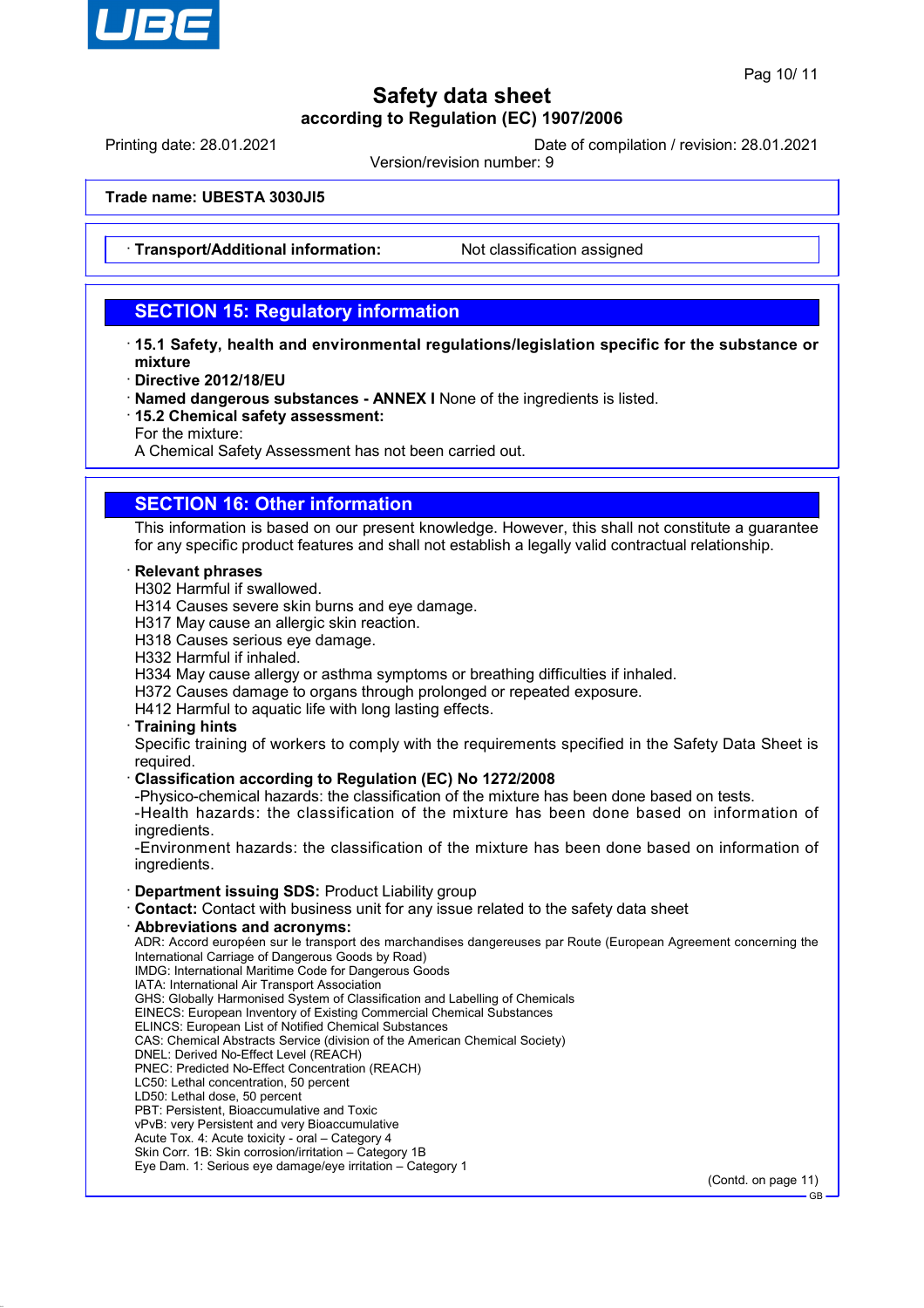**Trade name: UBESTA 3030JI5**

· **Transport/Additional information:** Not classification assigned

## SECTION 15: Regulatory information

· **15.1 Safety, health and environmental regulations/legislation specific for the substance or mixture**
· **Directive 2012/18/EU**
· **Named dangerous substances - ANNEX I** None of the ingredients is listed.
· **15.2 Chemical safety assessment:**
For the mixture:
A Chemical Safety Assessment has not been carried out.

## SECTION 16: Other information

This information is based on our present knowledge. However, this shall not constitute a guarantee for any specific product features and shall not establish a legally valid contractual relationship.

· **Relevant phrases**
H302 Harmful if swallowed.
H314 Causes severe skin burns and eye damage.
H317 May cause an allergic skin reaction.
H318 Causes serious eye damage.
H332 Harmful if inhaled.
H334 May cause allergy or asthma symptoms or breathing difficulties if inhaled.
H372 Causes damage to organs through prolonged or repeated exposure.
H412 Harmful to aquatic life with long lasting effects.
· **Training hints**
Specific training of workers to comply with the requirements specified in the Safety Data Sheet is required.
· **Classification according to Regulation (EC) No 1272/2008**
-Physico-chemical hazards: the classification of the mixture has been done based on tests.
-Health hazards: the classification of the mixture has been done based on information of ingredients.
-Environment hazards: the classification of the mixture has been done based on information of ingredients.

· **Department issuing SDS:** Product Liability group
· **Contact:** Contact with business unit for any issue related to the safety data sheet
· **Abbreviations and acronyms:**
ADR: Accord européen sur le transport des marchandises dangereuses par Route (European Agreement concerning the International Carriage of Dangerous Goods by Road)
IMDG: International Maritime Code for Dangerous Goods
IATA: International Air Transport Association
GHS: Globally Harmonised System of Classification and Labelling of Chemicals
EINECS: European Inventory of Existing Commercial Chemical Substances
ELINCS: European List of Notified Chemical Substances
CAS: Chemical Abstracts Service (division of the American Chemical Society)
DNEL: Derived No-Effect Level (REACH)
PNEC: Predicted No-Effect Concentration (REACH)
LC50: Lethal concentration, 50 percent
LD50: Lethal dose, 50 percent
PBT: Persistent, Bioaccumulative and Toxic
vPvB: very Persistent and very Bioaccumulative
Acute Tox. 4: Acute toxicity - oral – Category 4
Skin Corr. 1B: Skin corrosion/irritation – Category 1B
Eye Dam. 1: Serious eye damage/eye irritation – Category 1

(Contd. on page 11)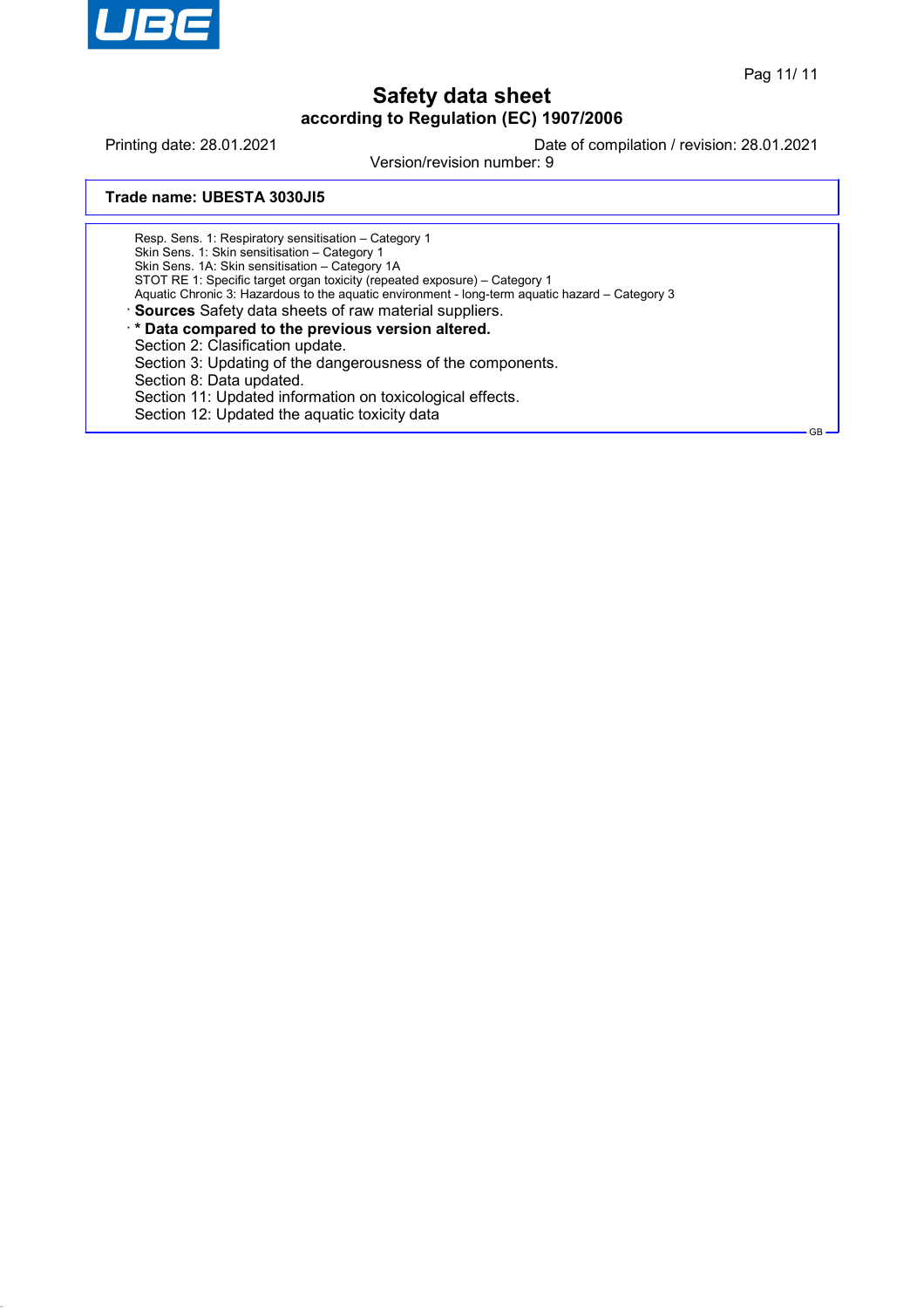Resp. Sens. 1: Respiratory sensitisation – Category 1
Skin Sens. 1: Skin sensitisation – Category 1
Skin Sens. 1A: Skin sensitisation – Category 1A
STOT RE 1: Specific target organ toxicity (repeated exposure) – Category 1
Aquatic Chronic 3: Hazardous to the aquatic environment - long-term aquatic hazard – Category 3

· **Sources** Safety data sheets of raw material suppliers.

· **\* Data compared to the previous version altered.**
Section 2: Clasification update.
Section 3: Updating of the dangerousness of the components.
Section 8: Data updated.
Section 11: Updated information on toxicological effects.
Section 12: Updated the aquatic toxicity data